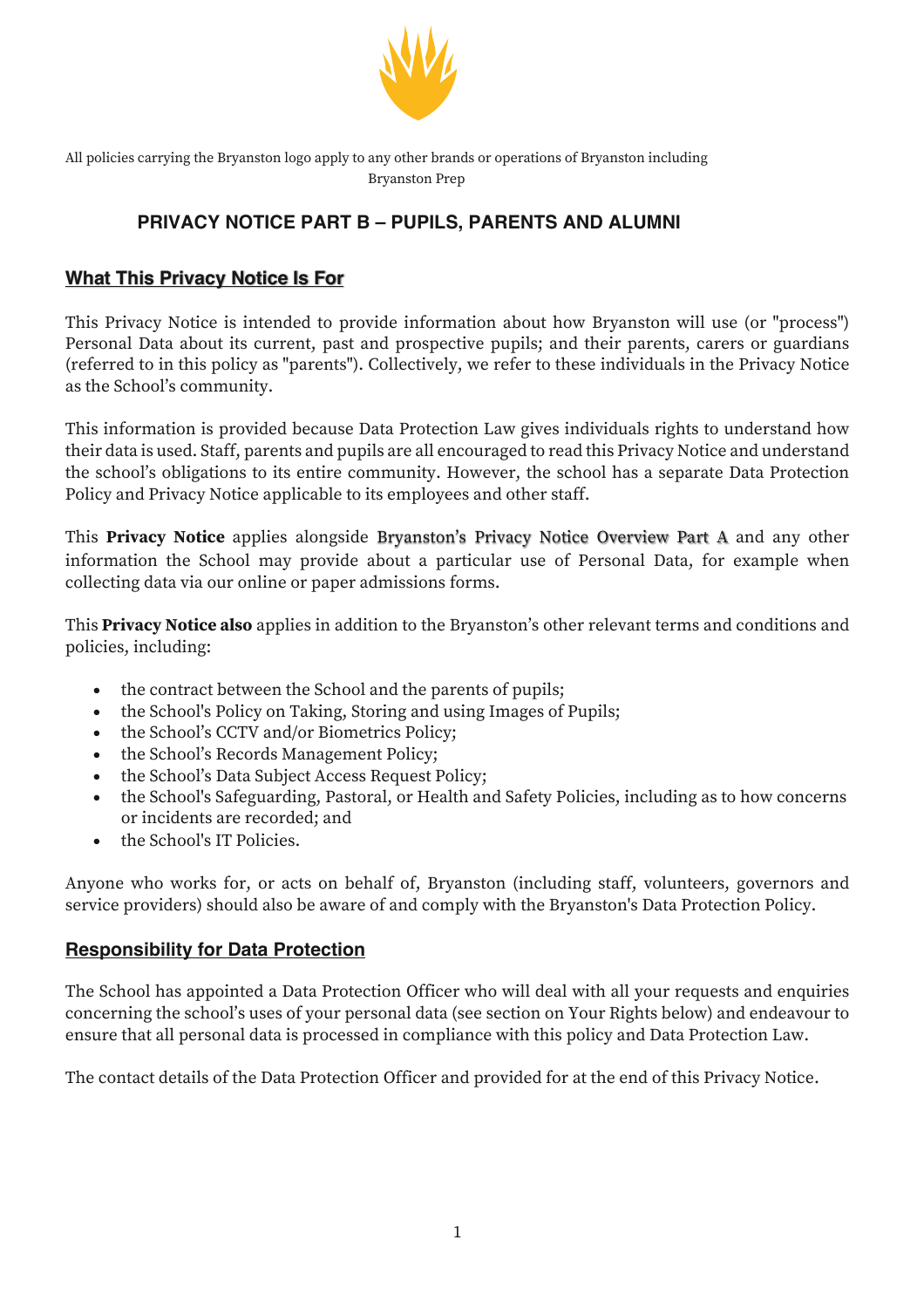All policies carrying the Bryanston logo apply to any other brands or operations of Bryanston including Bryanston Prep

# PRIVACY NOTICE PART B – PUPILS, PARENTS AND ALUMNI

## What This Privacy Notice Is For

This Privacy Notice is intended to provide information about how Bryanston will use (or "process") Personal Data about its current, past and prospective pupils; and their parents, carers or guardians (referred to in this policy as "parents"). Collectively, we refer to these individuals in the Privacy Notice as the School's community.

This information is provided because Data Protection Law gives individuals rights to understand how their data is used. Staff, parents and pupils are all encouraged to read this Privacy Notice and understand the school's obligations to its entire community. However, the school has a separate Data Protection Policy and Privacy Notice applicable to its employees and other staff.

This **Privacy Notice** applies alongside Bryanston's Privacy Notice Overview Part A and any other information the School may provide about a particular use of Personal Data, for example when collecting data via our online or paper admissions forms.

This **Privacy Notice also** applies in addition to the Bryanston's other relevant terms and conditions and policies, including:

- the contract between the School and the parents of pupils;
- the School's Policy on Taking, Storing and using Images of Pupils;
- the School's CCTV and/or Biometrics Policy;
- the School's Records Management Policy;
- the School's Data Subject Access Request Policy;
- the School's Safeguarding, Pastoral, or Health and Safety Policies, including as to how concerns or incidents are recorded; and
- the School's IT Policies.

Anyone who works for, or acts on behalf of, Bryanston (including staff, volunteers, governors and service providers) should also be aware of and comply with the Bryanston's Data Protection Policy.

## Responsibility for Data Protection

The School has appointed a Data Protection Officer who will deal with all your requests and enquiries concerning the school's uses of your personal data (see section on Your Rights below) and endeavour to ensure that all personal data is processed in compliance with this policy and Data Protection Law.

The contact details of the Data Protection Officer and provided for at the end of this Privacy Notice.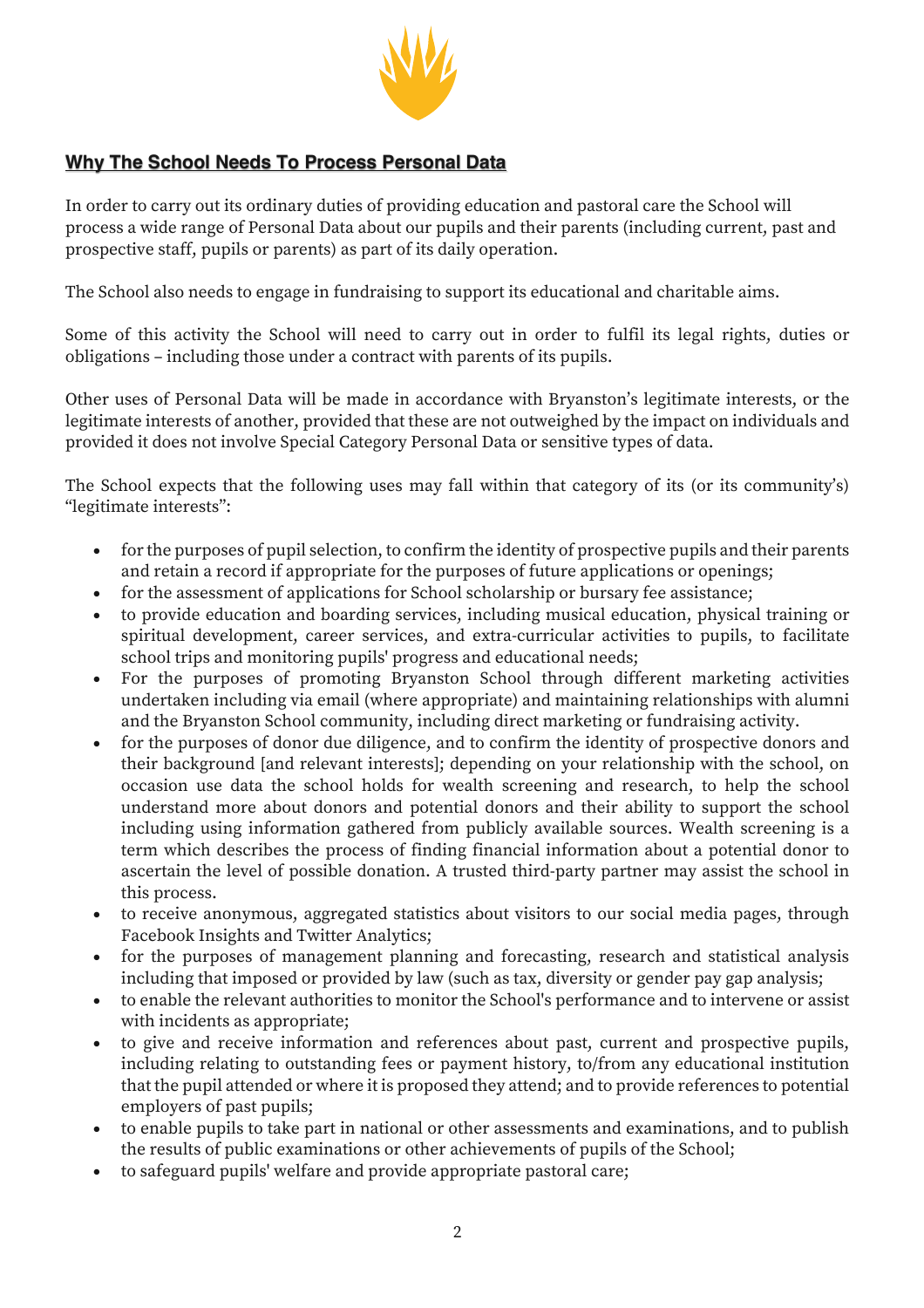## Why The School Needs To Process Personal Data

In order to carry out its ordinary duties of providing education and pastoral care the School will process a wide range of Personal Data about our pupils and their parents (including current, past and prospective staff, pupils or parents) as part of its daily operation.

The School also needs to engage in fundraising to support its educational and charitable aims.

Some of this activity the School will need to carry out in order to fulfil its legal rights, duties or obligations – including those under a contract with parents of its pupils.

Other uses of Personal Data will be made in accordance with Bryanston's legitimate interests, or the legitimate interests of another, provided that these are not outweighed by the impact on individuals and provided it does not involve Special Category Personal Data or sensitive types of data.

The School expects that the following uses may fall within that category of its (or its community's) "legitimate interests":

- for the purposes of pupil selection, to confirm the identity of prospective pupils and their parents and retain a record if appropriate for the purposes of future applications or openings;
- for the assessment of applications for School scholarship or bursary fee assistance;
- to provide education and boarding services, including musical education, physical training or spiritual development, career services, and extra-curricular activities to pupils, to facilitate school trips and monitoring pupils' progress and educational needs;
- For the purposes of promoting Bryanston School through different marketing activities undertaken including via email (where appropriate) and maintaining relationships with alumni and the Bryanston School community, including direct marketing or fundraising activity.
- for the purposes of donor due diligence, and to confirm the identity of prospective donors and their background [and relevant interests]; depending on your relationship with the school, on occasion use data the school holds for wealth screening and research, to help the school understand more about donors and potential donors and their ability to support the school including using information gathered from publicly available sources. Wealth screening is a term which describes the process of finding financial information about a potential donor to ascertain the level of possible donation. A trusted third-party partner may assist the school in this process.
- to receive anonymous, aggregated statistics about visitors to our social media pages, through Facebook Insights and Twitter Analytics;
- for the purposes of management planning and forecasting, research and statistical analysis including that imposed or provided by law (such as tax, diversity or gender pay gap analysis;
- to enable the relevant authorities to monitor the School's performance and to intervene or assist with incidents as appropriate;
- to give and receive information and references about past, current and prospective pupils, including relating to outstanding fees or payment history, to/from any educational institution that the pupil attended or where it is proposed they attend; and to provide references to potential employers of past pupils;
- to enable pupils to take part in national or other assessments and examinations, and to publish the results of public examinations or other achievements of pupils of the School;
- to safeguard pupils' welfare and provide appropriate pastoral care;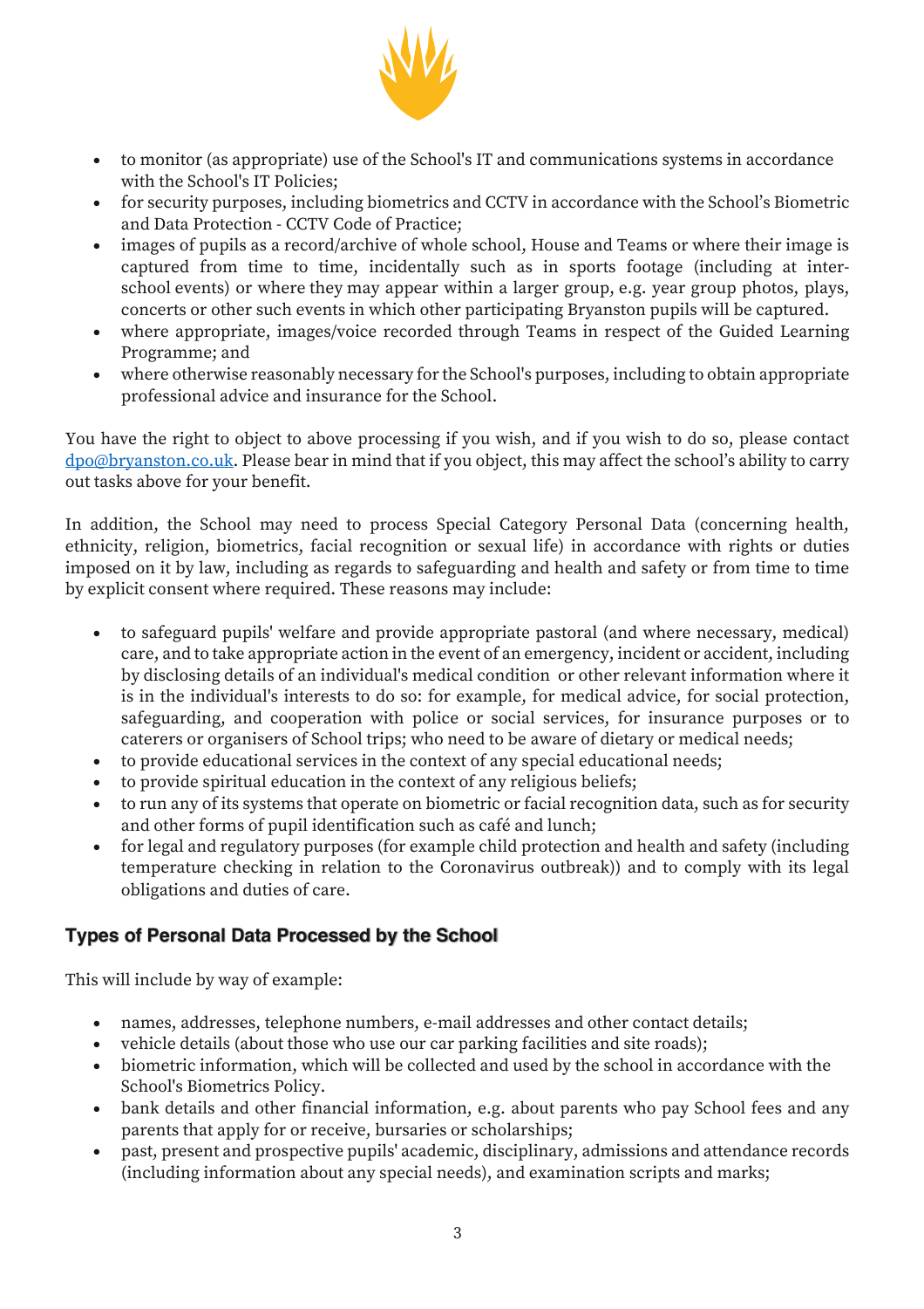- to monitor (as appropriate) use of the School's IT and communications systems in accordance with the School's IT Policies;
- for security purposes, including biometrics and CCTV in accordance with the School's Biometric and Data Protection - CCTV Code of Practice;
- images of pupils as a record/archive of whole school, House and Teams or where their image is captured from time to time, incidentally such as in sports footage (including at inter-school events) or where they may appear within a larger group, e.g. year group photos, plays, concerts or other such events in which other participating Bryanston pupils will be captured.
- where appropriate, images/voice recorded through Teams in respect of the Guided Learning Programme; and
- where otherwise reasonably necessary for the School's purposes, including to obtain appropriate professional advice and insurance for the School.

You have the right to object to above processing if you wish, and if you wish to do so, please contact dpo@bryanston.co.uk. Please bear in mind that if you object, this may affect the school's ability to carry out tasks above for your benefit.

In addition, the School may need to process Special Category Personal Data (concerning health, ethnicity, religion, biometrics, facial recognition or sexual life) in accordance with rights or duties imposed on it by law, including as regards to safeguarding and health and safety or from time to time by explicit consent where required. These reasons may include:

- to safeguard pupils' welfare and provide appropriate pastoral (and where necessary, medical) care, and to take appropriate action in the event of an emergency, incident or accident, including by disclosing details of an individual's medical condition or other relevant information where it is in the individual's interests to do so: for example, for medical advice, for social protection, safeguarding, and cooperation with police or social services, for insurance purposes or to caterers or organisers of School trips; who need to be aware of dietary or medical needs;
- to provide educational services in the context of any special educational needs;
- to provide spiritual education in the context of any religious beliefs;
- to run any of its systems that operate on biometric or facial recognition data, such as for security and other forms of pupil identification such as café and lunch;
- for legal and regulatory purposes (for example child protection and health and safety (including temperature checking in relation to the Coronavirus outbreak)) and to comply with its legal obligations and duties of care.

## Types of Personal Data Processed by the School

This will include by way of example:

- names, addresses, telephone numbers, e-mail addresses and other contact details;
- vehicle details (about those who use our car parking facilities and site roads);
- biometric information, which will be collected and used by the school in accordance with the School's Biometrics Policy.
- bank details and other financial information, e.g. about parents who pay School fees and any parents that apply for or receive, bursaries or scholarships;
- past, present and prospective pupils' academic, disciplinary, admissions and attendance records (including information about any special needs), and examination scripts and marks;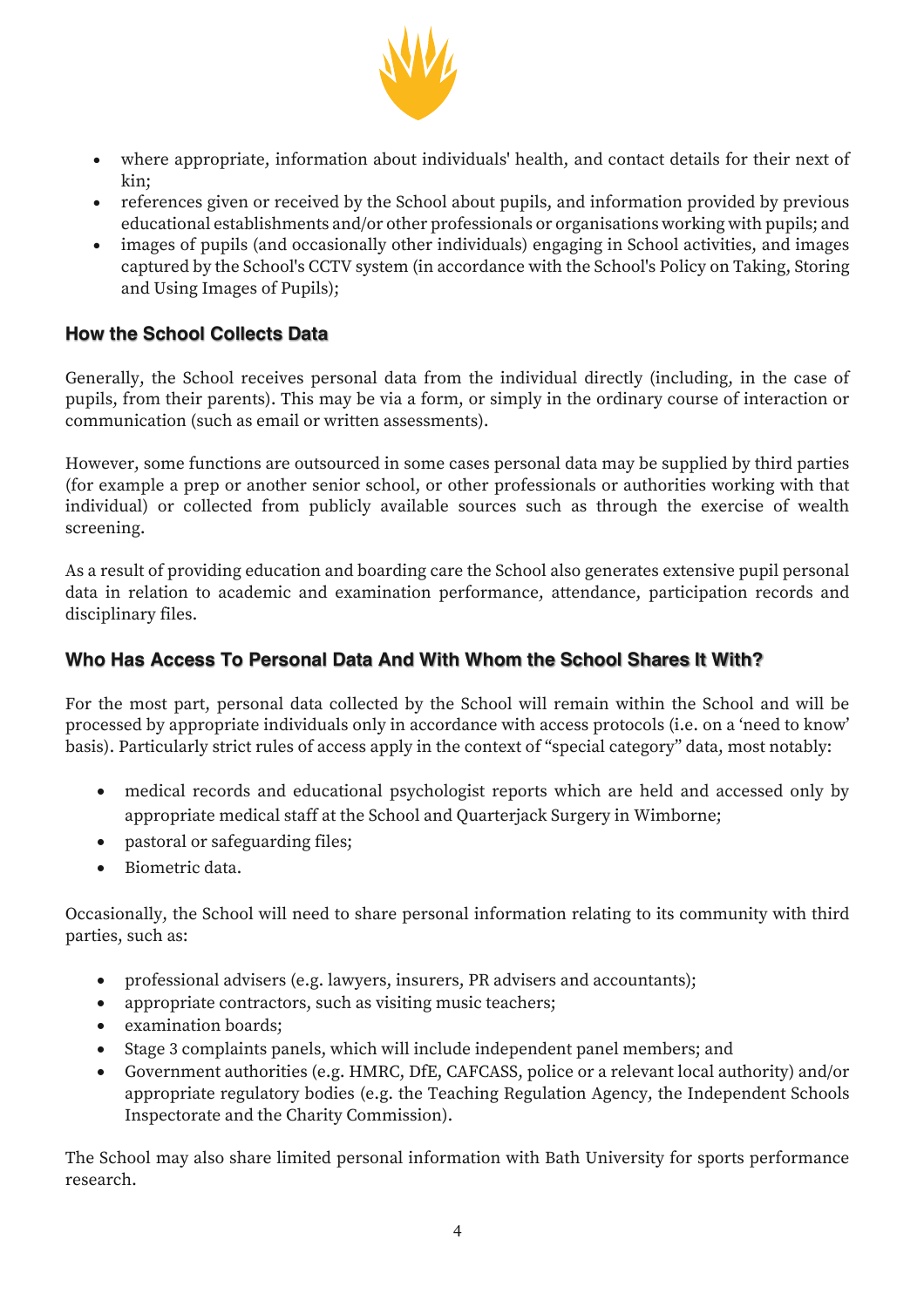- where appropriate, information about individuals' health, and contact details for their next of kin;
- references given or received by the School about pupils, and information provided by previous educational establishments and/or other professionals or organisations working with pupils; and
- images of pupils (and occasionally other individuals) engaging in School activities, and images captured by the School's CCTV system (in accordance with the School's Policy on Taking, Storing and Using Images of Pupils);

## How the School Collects Data

Generally, the School receives personal data from the individual directly (including, in the case of pupils, from their parents). This may be via a form, or simply in the ordinary course of interaction or communication (such as email or written assessments).

However, some functions are outsourced in some cases personal data may be supplied by third parties (for example a prep or another senior school, or other professionals or authorities working with that individual) or collected from publicly available sources such as through the exercise of wealth screening.

As a result of providing education and boarding care the School also generates extensive pupil personal data in relation to academic and examination performance, attendance, participation records and disciplinary files.

## Who Has Access To Personal Data And With Whom the School Shares It With?

For the most part, personal data collected by the School will remain within the School and will be processed by appropriate individuals only in accordance with access protocols (i.e. on a 'need to know' basis). Particularly strict rules of access apply in the context of "special category" data, most notably:

- medical records and educational psychologist reports which are held and accessed only by appropriate medical staff at the School and Quarterjack Surgery in Wimborne;
- pastoral or safeguarding files;
- Biometric data.

Occasionally, the School will need to share personal information relating to its community with third parties, such as:

- professional advisers (e.g. lawyers, insurers, PR advisers and accountants);
- appropriate contractors, such as visiting music teachers;
- examination boards;
- Stage 3 complaints panels, which will include independent panel members; and
- Government authorities (e.g. HMRC, DfE, CAFCASS, police or a relevant local authority) and/or appropriate regulatory bodies (e.g. the Teaching Regulation Agency, the Independent Schools Inspectorate and the Charity Commission).

The School may also share limited personal information with Bath University for sports performance research.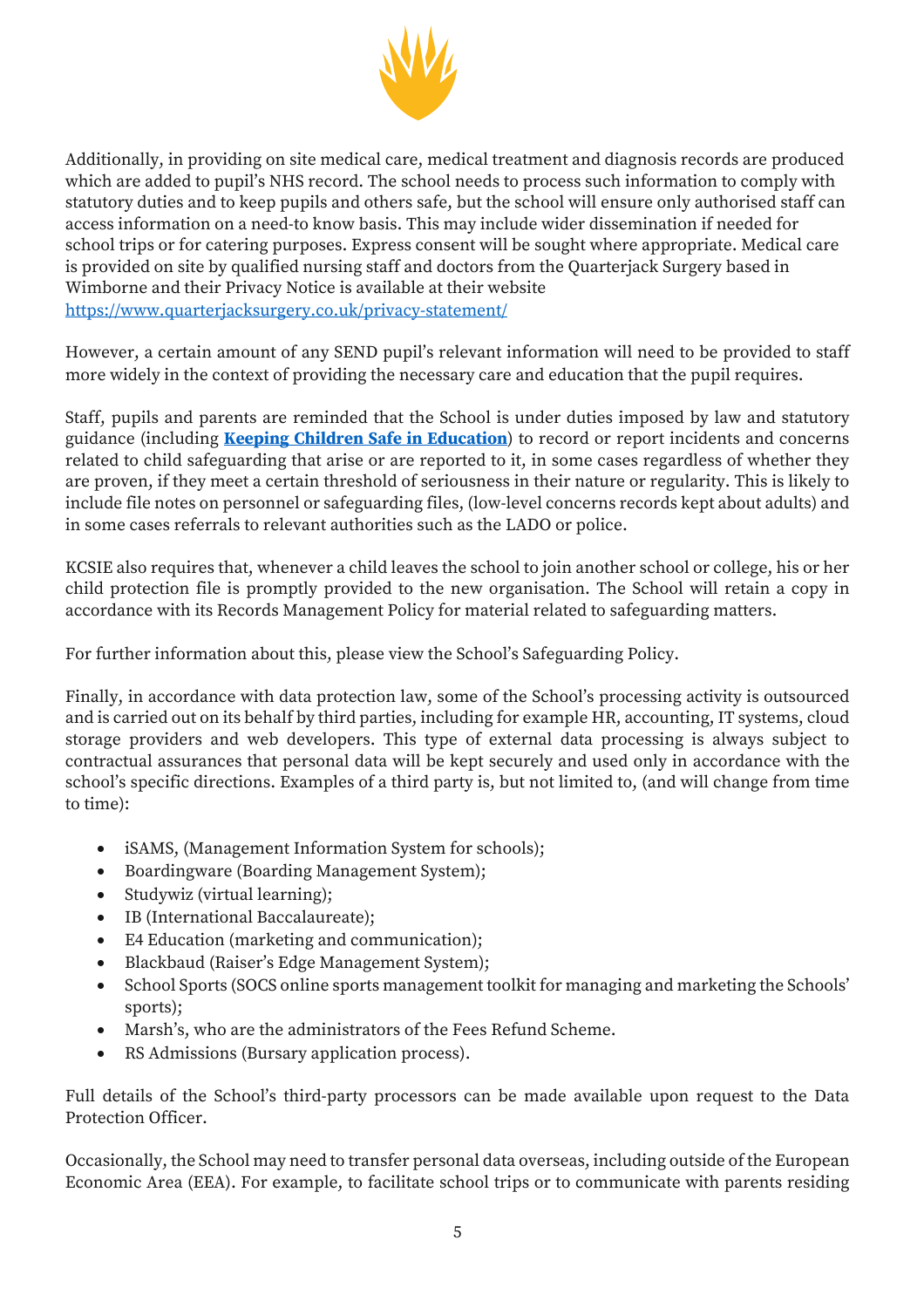Additionally, in providing on site medical care, medical treatment and diagnosis records are produced which are added to pupil's NHS record. The school needs to process such information to comply with statutory duties and to keep pupils and others safe, but the school will ensure only authorised staff can access information on a need-to know basis. This may include wider dissemination if needed for school trips or for catering purposes. Express consent will be sought where appropriate. Medical care is provided on site by qualified nursing staff and doctors from the Quarterjack Surgery based in Wimborne and their Privacy Notice is available at their website [https://www.quarterjacksurgery.co.uk/privacy-statement/](https://www.quarterjacksurgery.co.uk/privacy-statement/)

However, a certain amount of any SEND pupil's relevant information will need to be provided to staff more widely in the context of providing the necessary care and education that the pupil requires.

Staff, pupils and parents are reminded that the School is under duties imposed by law and statutory guidance (including **Keeping Children Safe in Education**) to record or report incidents and concerns related to child safeguarding that arise or are reported to it, in some cases regardless of whether they are proven, if they meet a certain threshold of seriousness in their nature or regularity. This is likely to include file notes on personnel or safeguarding files, (low-level concerns records kept about adults) and in some cases referrals to relevant authorities such as the LADO or police.

KCSIE also requires that, whenever a child leaves the school to join another school or college, his or her child protection file is promptly provided to the new organisation. The School will retain a copy in accordance with its Records Management Policy for material related to safeguarding matters.

For further information about this, please view the School's Safeguarding Policy.

Finally, in accordance with data protection law, some of the School's processing activity is outsourced and is carried out on its behalf by third parties, including for example HR, accounting, IT systems, cloud storage providers and web developers. This type of external data processing is always subject to contractual assurances that personal data will be kept securely and used only in accordance with the school's specific directions. Examples of a third party is, but not limited to, (and will change from time to time):

- iSAMS, (Management Information System for schools);
- Boardingware (Boarding Management System);
- Studywiz (virtual learning);
- IB (International Baccalaureate);
- E4 Education (marketing and communication);
- Blackbaud (Raiser's Edge Management System);
- School Sports (SOCS online sports management toolkit for managing and marketing the Schools' sports);
- Marsh's, who are the administrators of the Fees Refund Scheme.
- RS Admissions (Bursary application process).

Full details of the School's third-party processors can be made available upon request to the Data Protection Officer.

Occasionally, the School may need to transfer personal data overseas, including outside of the European Economic Area (EEA). For example, to facilitate school trips or to communicate with parents residing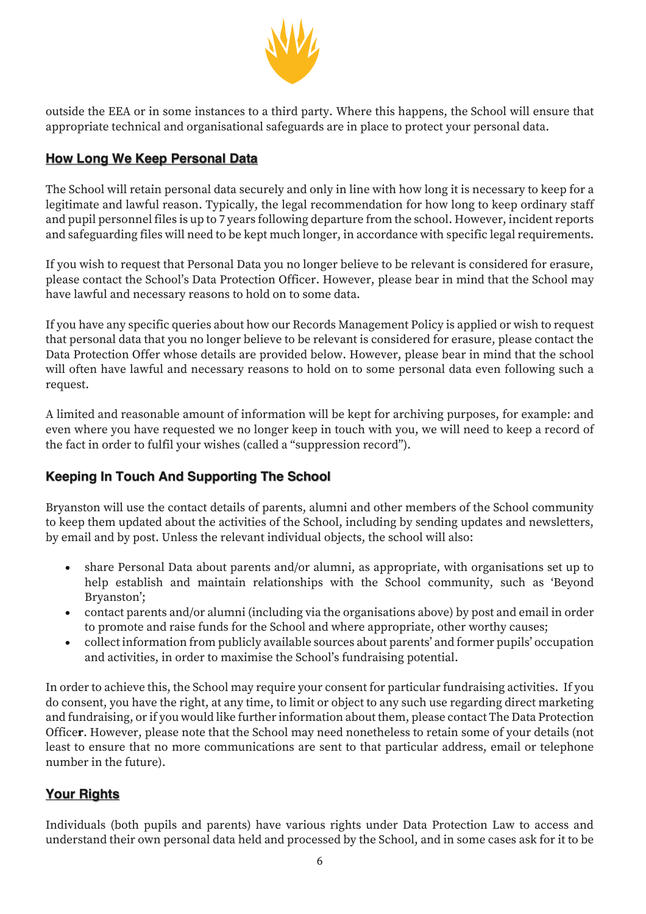outside the EEA or in some instances to a third party. Where this happens, the School will ensure that appropriate technical and organisational safeguards are in place to protect your personal data.

## How Long We Keep Personal Data

The School will retain personal data securely and only in line with how long it is necessary to keep for a legitimate and lawful reason. Typically, the legal recommendation for how long to keep ordinary staff and pupil personnel files is up to 7 years following departure from the school. However, incident reports and safeguarding files will need to be kept much longer, in accordance with specific legal requirements.

If you wish to request that Personal Data you no longer believe to be relevant is considered for erasure, please contact the School's Data Protection Officer. However, please bear in mind that the School may have lawful and necessary reasons to hold on to some data.

If you have any specific queries about how our Records Management Policy is applied or wish to request that personal data that you no longer believe to be relevant is considered for erasure, please contact the Data Protection Offer whose details are provided below. However, please bear in mind that the school will often have lawful and necessary reasons to hold on to some personal data even following such a request.

A limited and reasonable amount of information will be kept for archiving purposes, for example: and even where you have requested we no longer keep in touch with you, we will need to keep a record of the fact in order to fulfil your wishes (called a "suppression record").

## Keeping In Touch And Supporting The School

Bryanston will use the contact details of parents, alumni and other members of the School community to keep them updated about the activities of the School, including by sending updates and newsletters, by email and by post. Unless the relevant individual objects, the school will also:

- share Personal Data about parents and/or alumni, as appropriate, with organisations set up to help establish and maintain relationships with the School community, such as 'Beyond Bryanston';
- contact parents and/or alumni (including via the organisations above) by post and email in order to promote and raise funds for the School and where appropriate, other worthy causes;
- collect information from publicly available sources about parents' and former pupils' occupation and activities, in order to maximise the School's fundraising potential.

In order to achieve this, the School may require your consent for particular fundraising activities. If you do consent, you have the right, at any time, to limit or object to any such use regarding direct marketing and fundraising, or if you would like further information about them, please contact The Data Protection Office**r**. However, please note that the School may need nonetheless to retain some of your details (not least to ensure that no more communications are sent to that particular address, email or telephone number in the future).

## Your Rights

Individuals (both pupils and parents) have various rights under Data Protection Law to access and understand their own personal data held and processed by the School, and in some cases ask for it to be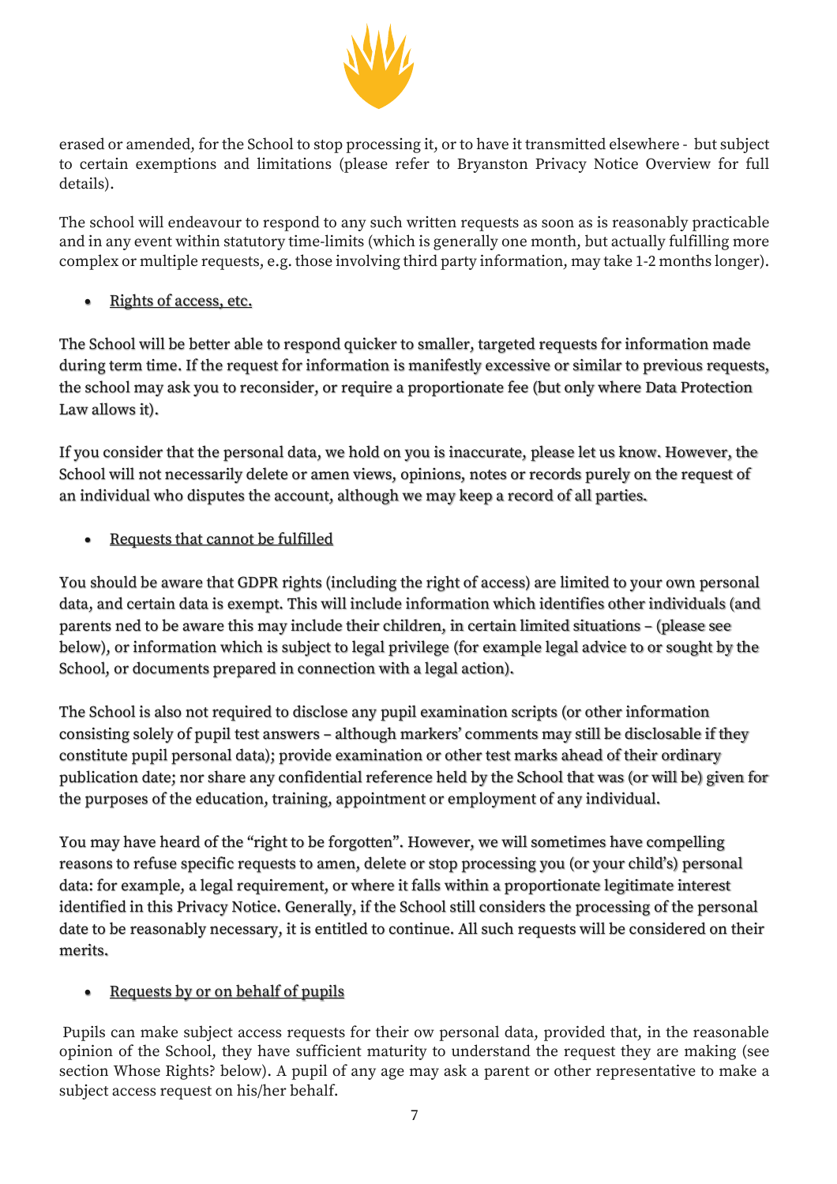erased or amended, for the School to stop processing it, or to have it transmitted elsewhere - but subject to certain exemptions and limitations (please refer to Bryanston Privacy Notice Overview for full details).

The school will endeavour to respond to any such written requests as soon as is reasonably practicable and in any event within statutory time-limits (which is generally one month, but actually fulfilling more complex or multiple requests, e.g. those involving third party information, may take 1-2 months longer).

- Rights of access, etc.

The School will be better able to respond quicker to smaller, targeted requests for information made during term time. If the request for information is manifestly excessive or similar to previous requests, the school may ask you to reconsider, or require a proportionate fee (but only where Data Protection Law allows it).

If you consider that the personal data, we hold on you is inaccurate, please let us know. However, the School will not necessarily delete or amen views, opinions, notes or records purely on the request of an individual who disputes the account, although we may keep a record of all parties.

- Requests that cannot be fulfilled

You should be aware that GDPR rights (including the right of access) are limited to your own personal data, and certain data is exempt. This will include information which identifies other individuals (and parents ned to be aware this may include their children, in certain limited situations – (please see below), or information which is subject to legal privilege (for example legal advice to or sought by the School, or documents prepared in connection with a legal action).

The School is also not required to disclose any pupil examination scripts (or other information consisting solely of pupil test answers – although markers' comments may still be disclosable if they constitute pupil personal data); provide examination or other test marks ahead of their ordinary publication date; nor share any confidential reference held by the School that was (or will be) given for the purposes of the education, training, appointment or employment of any individual.

You may have heard of the "right to be forgotten". However, we will sometimes have compelling reasons to refuse specific requests to amen, delete or stop processing you (or your child's) personal data: for example, a legal requirement, or where it falls within a proportionate legitimate interest identified in this Privacy Notice. Generally, if the School still considers the processing of the personal date to be reasonably necessary, it is entitled to continue. All such requests will be considered on their merits.

- Requests by or on behalf of pupils

Pupils can make subject access requests for their ow personal data, provided that, in the reasonable opinion of the School, they have sufficient maturity to understand the request they are making (see section Whose Rights? below). A pupil of any age may ask a parent or other representative to make a subject access request on his/her behalf.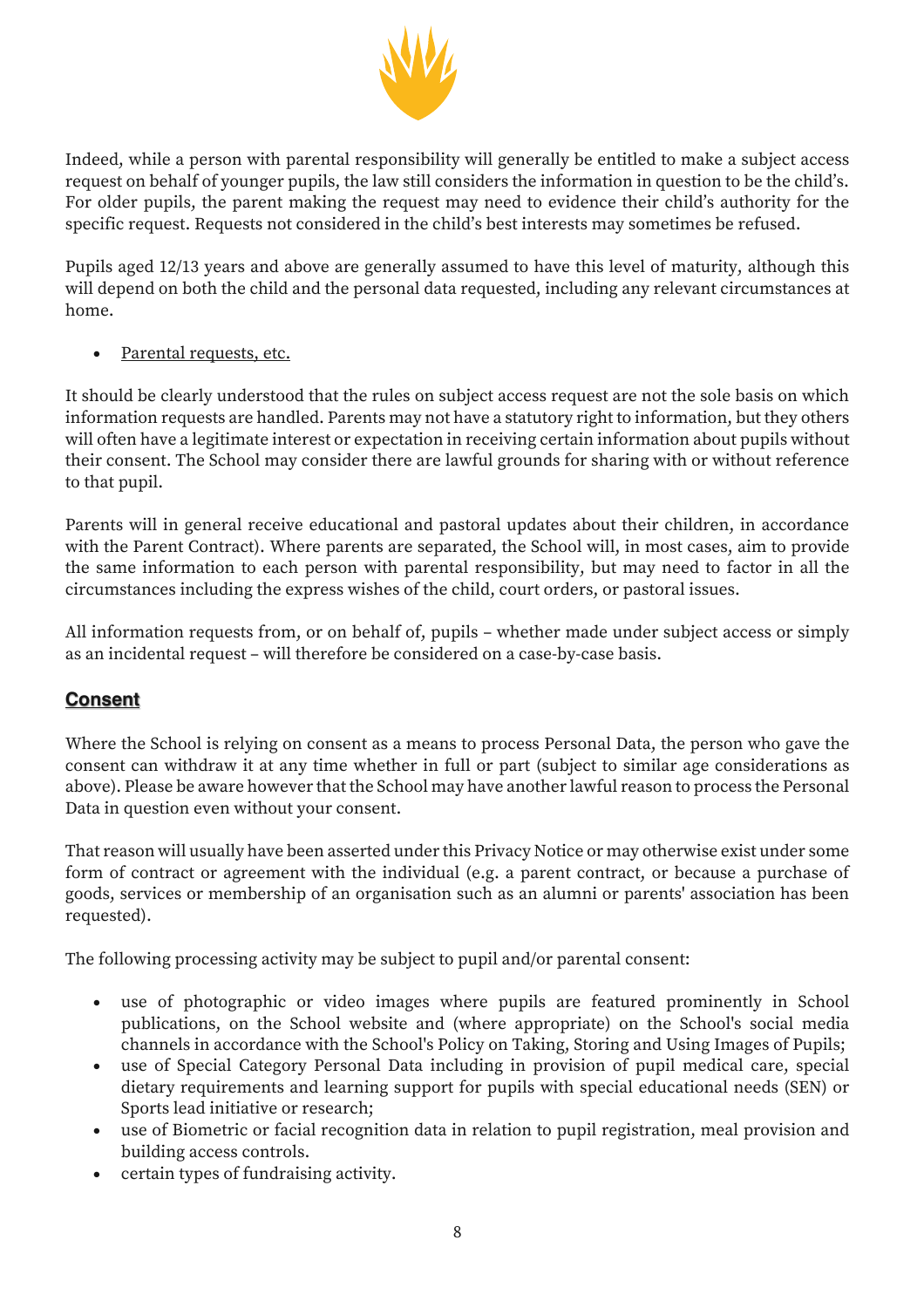Indeed, while a person with parental responsibility will generally be entitled to make a subject access request on behalf of younger pupils, the law still considers the information in question to be the child's. For older pupils, the parent making the request may need to evidence their child's authority for the specific request. Requests not considered in the child's best interests may sometimes be refused.

Pupils aged 12/13 years and above are generally assumed to have this level of maturity, although this will depend on both the child and the personal data requested, including any relevant circumstances at home.

- Parental requests, etc.

It should be clearly understood that the rules on subject access request are not the sole basis on which information requests are handled. Parents may not have a statutory right to information, but they others will often have a legitimate interest or expectation in receiving certain information about pupils without their consent. The School may consider there are lawful grounds for sharing with or without reference to that pupil.

Parents will in general receive educational and pastoral updates about their children, in accordance with the Parent Contract). Where parents are separated, the School will, in most cases, aim to provide the same information to each person with parental responsibility, but may need to factor in all the circumstances including the express wishes of the child, court orders, or pastoral issues.

All information requests from, or on behalf of, pupils – whether made under subject access or simply as an incidental request – will therefore be considered on a case-by-case basis.

## Consent

Where the School is relying on consent as a means to process Personal Data, the person who gave the consent can withdraw it at any time whether in full or part (subject to similar age considerations as above). Please be aware however that the School may have another lawful reason to process the Personal Data in question even without your consent.

That reason will usually have been asserted under this Privacy Notice or may otherwise exist under some form of contract or agreement with the individual (e.g. a parent contract, or because a purchase of goods, services or membership of an organisation such as an alumni or parents' association has been requested).

The following processing activity may be subject to pupil and/or parental consent:

- use of photographic or video images where pupils are featured prominently in School publications, on the School website and (where appropriate) on the School's social media channels in accordance with the School's Policy on Taking, Storing and Using Images of Pupils;
- use of Special Category Personal Data including in provision of pupil medical care, special dietary requirements and learning support for pupils with special educational needs (SEN) or Sports lead initiative or research;
- use of Biometric or facial recognition data in relation to pupil registration, meal provision and building access controls.
- certain types of fundraising activity.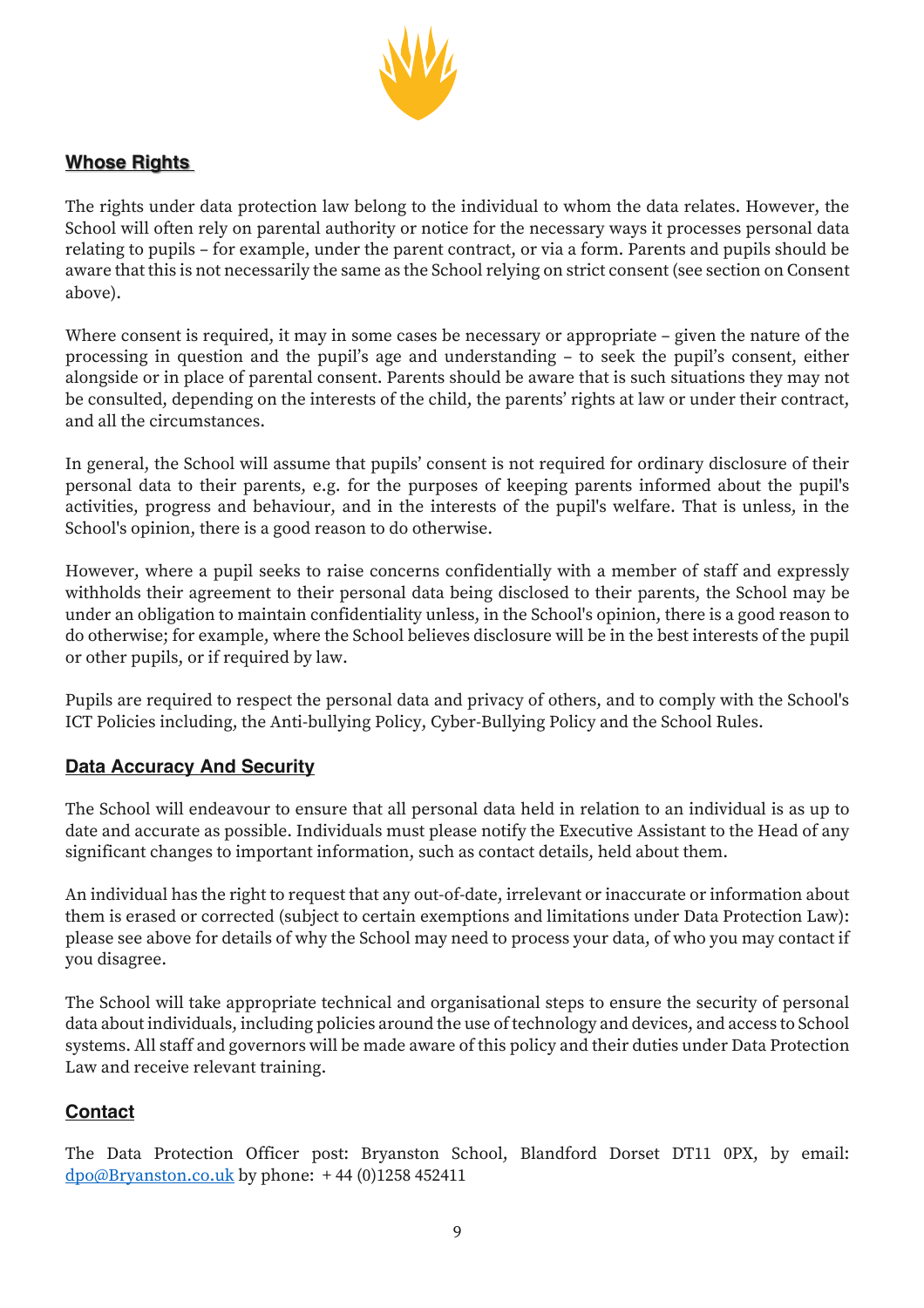## Whose Rights

The rights under data protection law belong to the individual to whom the data relates. However, the School will often rely on parental authority or notice for the necessary ways it processes personal data relating to pupils – for example, under the parent contract, or via a form. Parents and pupils should be aware that this is not necessarily the same as the School relying on strict consent (see section on Consent above).

Where consent is required, it may in some cases be necessary or appropriate – given the nature of the processing in question and the pupil's age and understanding – to seek the pupil's consent, either alongside or in place of parental consent. Parents should be aware that is such situations they may not be consulted, depending on the interests of the child, the parents' rights at law or under their contract, and all the circumstances.

In general, the School will assume that pupils' consent is not required for ordinary disclosure of their personal data to their parents, e.g. for the purposes of keeping parents informed about the pupil's activities, progress and behaviour, and in the interests of the pupil's welfare. That is unless, in the School's opinion, there is a good reason to do otherwise.

However, where a pupil seeks to raise concerns confidentially with a member of staff and expressly withholds their agreement to their personal data being disclosed to their parents, the School may be under an obligation to maintain confidentiality unless, in the School's opinion, there is a good reason to do otherwise; for example, where the School believes disclosure will be in the best interests of the pupil or other pupils, or if required by law.

Pupils are required to respect the personal data and privacy of others, and to comply with the School's ICT Policies including, the Anti-bullying Policy, Cyber-Bullying Policy and the School Rules.

## Data Accuracy And Security

The School will endeavour to ensure that all personal data held in relation to an individual is as up to date and accurate as possible. Individuals must please notify the Executive Assistant to the Head of any significant changes to important information, such as contact details, held about them.

An individual has the right to request that any out-of-date, irrelevant or inaccurate or information about them is erased or corrected (subject to certain exemptions and limitations under Data Protection Law): please see above for details of why the School may need to process your data, of who you may contact if you disagree.

The School will take appropriate technical and organisational steps to ensure the security of personal data about individuals, including policies around the use of technology and devices, and access to School systems. All staff and governors will be made aware of this policy and their duties under Data Protection Law and receive relevant training.

## Contact

The Data Protection Officer post: Bryanston School, Blandford Dorset DT11 0PX, by email: dpo@Bryanston.co.uk by phone: + 44 (0)1258 452411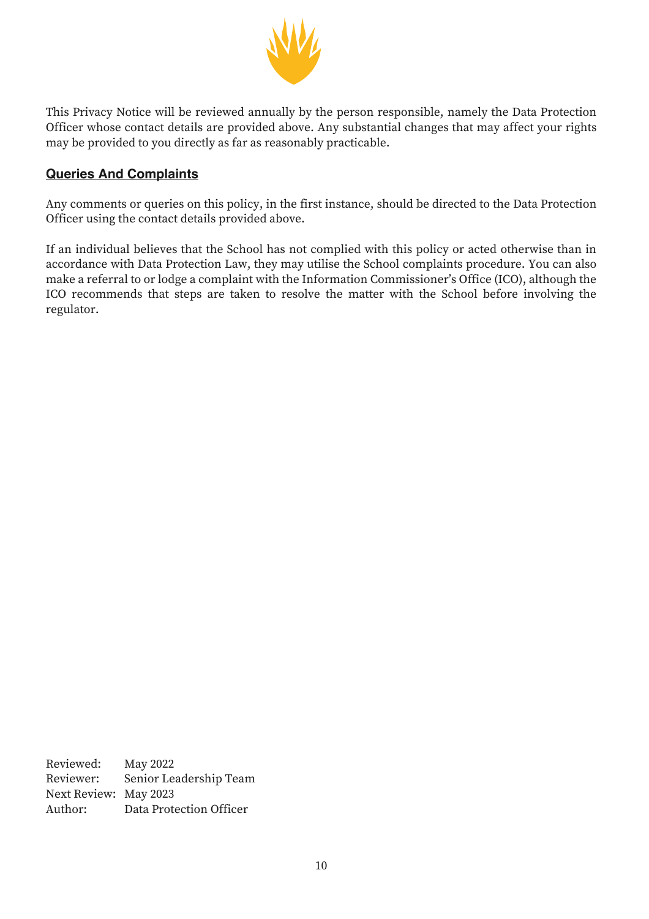This Privacy Notice will be reviewed annually by the person responsible, namely the Data Protection Officer whose contact details are provided above. Any substantial changes that may affect your rights may be provided to you directly as far as reasonably practicable.

## Queries And Complaints

Any comments or queries on this policy, in the first instance, should be directed to the Data Protection Officer using the contact details provided above.

If an individual believes that the School has not complied with this policy or acted otherwise than in accordance with Data Protection Law, they may utilise the School complaints procedure. You can also make a referral to or lodge a complaint with the Information Commissioner's Office (ICO), although the ICO recommends that steps are taken to resolve the matter with the School before involving the regulator.

| | |
|---|---|
| Reviewed: | May 2022 |
| Reviewer: | Senior Leadership Team |
| Next Review: | May 2023 |
| Author: | Data Protection Officer |